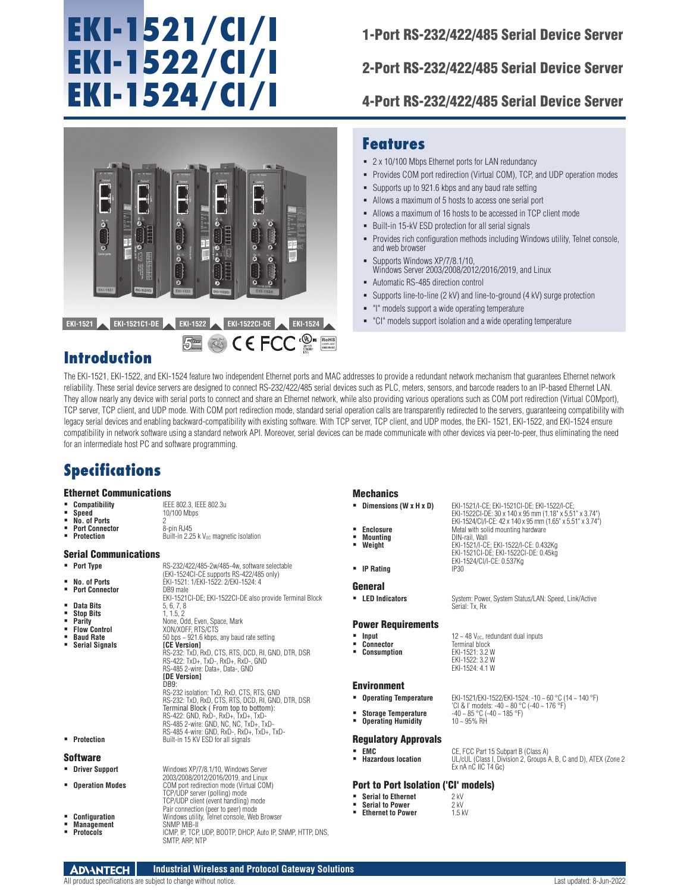# EKI-1521/CI/I
# EKI-1522/CI/I
# EKI-1524/CI/I

## 1-Port RS-232/422/485 Serial Device Server

## 2-Port RS-232/422/485 Serial Device Server

## 4-Port RS-232/422/485 Serial Device Server

EKI-1521 | EKI-1521CI-DE | EKI-1522 | EKI-1522CI-DE | EKI-1524

## Features

- 2 x 10/100 Mbps Ethernet ports for LAN redundancy
- Provides COM port redirection (Virtual COM), TCP, and UDP operation modes
- Supports up to 921.6 kbps and any baud rate setting
- Allows a maximum of 5 hosts to access one serial port
- Allows a maximum of 16 hosts to be accessed in TCP client mode
- Built-in 15-kV ESD protection for all serial signals
- Provides rich configuration methods including Windows utility, Telnet console, and web browser
- Supports Windows XP/7/8.1/10, Windows Server 2003/2008/2012/2016/2019, and Linux
- Automatic RS-485 direction control
- Supports line-to-line (2 kV) and line-to-ground (4 kV) surge protection
- "I" models support a wide operating temperature
- "CI" models support isolation and a wide operating temperature

## Introduction

The EKI-1521, EKI-1522, and EKI-1524 feature two independent Ethernet ports and MAC addresses to provide a redundant network mechanism that guarantees Ethernet network reliability. These serial device servers are designed to connect RS-232/422/485 serial devices such as PLC, meters, sensors, and barcode readers to an IP-based Ethernet LAN. They allow nearly any device with serial ports to connect and share an Ethernet network, while also providing various operations such as COM port redirection (Virtual COMport), TCP server, TCP client, and UDP mode. With COM port redirection mode, standard serial operation calls are transparently redirected to the servers, guaranteeing compatibility with legacy serial devices and enabling backward-compatibility with existing software. With TCP server, TCP client, and UDP modes, the EKI- 1521, EKI-1522, and EKI-1524 ensure compatibility in network software using a standard network API. Moreover, serial devices can be made communicate with other devices via peer-to-peer, thus eliminating the need for an intermediate host PC and software programming.

## Specifications

### Ethernet Communications

- **Compatibility**: IEEE 802.3, IEEE 802.3u
- **Speed**: 10/100 Mbps
- **No. of Ports**: 2
- **Port Connector**: 8-pin RJ45
- **Protection**: Built-in 2.25 k $V_{DC}$ magnetic isolation

### Serial Communications

- **Port Type**: RS-232/422/485-2w/485-4w, software selectable (EKI-1524CI-CE supports RS-422/485 only)
- **No. of Ports**: EKI-1521: 1/EKI-1522: 2/EKI-1524: 4
- **Port Connector**: DB9 male; EKI-1521CI-DE; EKI-1522CI-DE also provide Terminal Block
- **Data Bits**: 5, 6, 7, 8
- **Stop Bits**: 1, 1.5, 2
- **Parity**: None, Odd, Even, Space, Mark
- **Flow Control**: XON/XOFF, RTS/CTS
- **Baud Rate**: 50 bps ~ 921.6 kbps, any baud rate setting
- **Serial Signals**:
  - **[CE Version]**
    - RS-232: TxD, RxD, CTS, RTS, DCD, RI, GND, DTR, DSR
    - RS-422: TxD+, TxD-, RxD+, RxD-, GND
    - RS-485 2-wire: Data+, Data-, GND
  - **[DE Version]**
    - DB9:
    - RS-232 isolation: TxD, RxD, CTS, RTS, GND
    - RS-232: TxD, RxD, CTS, RTS, DCD, RI, GND, DTR, DSR
    - Terminal Block ( From top to bottom):
    - RS-422: GND, RxD-, RxD+, TxD+, TxD-
    - RS-485 2-wire: GND, NC, NC, TxD+, TxD-
    - RS-485 4-wire: GND, RxD-, RxD+, TxD+, TxD-
- **Protection**: Built-in 15 KV ESD for all signals

### Software

- **Driver Support**: Windows XP/7/8.1/10, Windows Server 2003/2008/2012/2016/2019, and Linux
- **Operation Modes**: COM port redirection mode (Virtual COM); TCP/UDP server (polling) mode; TCP/UDP client (event handling) mode; Pair connection (peer to peer) mode
- **Configuration**: Windows utility, Telnet console, Web Browser
- **Management**: SNMP MIB-II
- **Protocols**: ICMP, IP, TCP, UDP, BOOTP, DHCP, Auto IP, SNMP, HTTP, DNS, SMTP, ARP, NTP

### Mechanics

- **Dimensions (W x H x D)**: EKI-1521/I-CE; EKI-1521CI-DE; EKI-1522/I-CE; EKI-1522CI-DE: 30 x 140 x 95 mm (1.18" x 5.51" x 3.74"); EKI-1524/CI/I-CE: 42 x 140 x 95 mm (1.65" x 5.51" x 3.74")
- **Enclosure**: Metal with solid mounting hardware
- **Mounting**: DIN-rail, Wall
- **Weight**: EKI-1521/I-CE; EKI-1522/I-CE: 0.432Kg; EKI-1521CI-DE; EKI-1522CI-DE: 0.45kg; EKI-1524/CI/I-CE: 0.537Kg
- **IP Rating**: IP30

### General

- **LED Indicators**: System: Power, System Status/LAN: Speed, Link/Active; Serial: Tx, Rx

### Power Requirements

- **Input**: 12 ~ 48 $V_{DC}$, redundant dual inputs
- **Connector**: Terminal block
- **Consumption**: EKI-1521: 3.2 W; EKI-1522: 3.2 W; EKI-1524: 4.1 W

### Environment

- **Operating Temperature**: EKI-1521/EKI-1522/EKI-1524: -10 ~ 60 °C (14 ~ 140 °F); 'CI & I' models: -40 ~ 80 °C (-40 ~ 176 °F)
- **Storage Temperature**: -40 ~ 85 °C (-40 ~ 185 °F)
- **Operating Humidity**: 10 ~ 95% RH

### Regulatory Approvals

- **EMC**: CE, FCC Part 15 Subpart B (Class A)
- **Hazardous location**: UL/cUL (Class I, Division 2, Groups A, B, C and D), ATEX (Zone 2 Ex nA nC IIC T4 Gc)

### Port to Port Isolation ('CI' models)

- **Serial to Ethernet**: 2 kV
- **Serial to Power**: 2 kV
- **Ethernet to Power**: 1.5 kV

ADVANTECH — Industrial Wireless and Protocol Gateway Solutions

All product specifications are subject to change without notice.

Last updated: 8-Jun-2022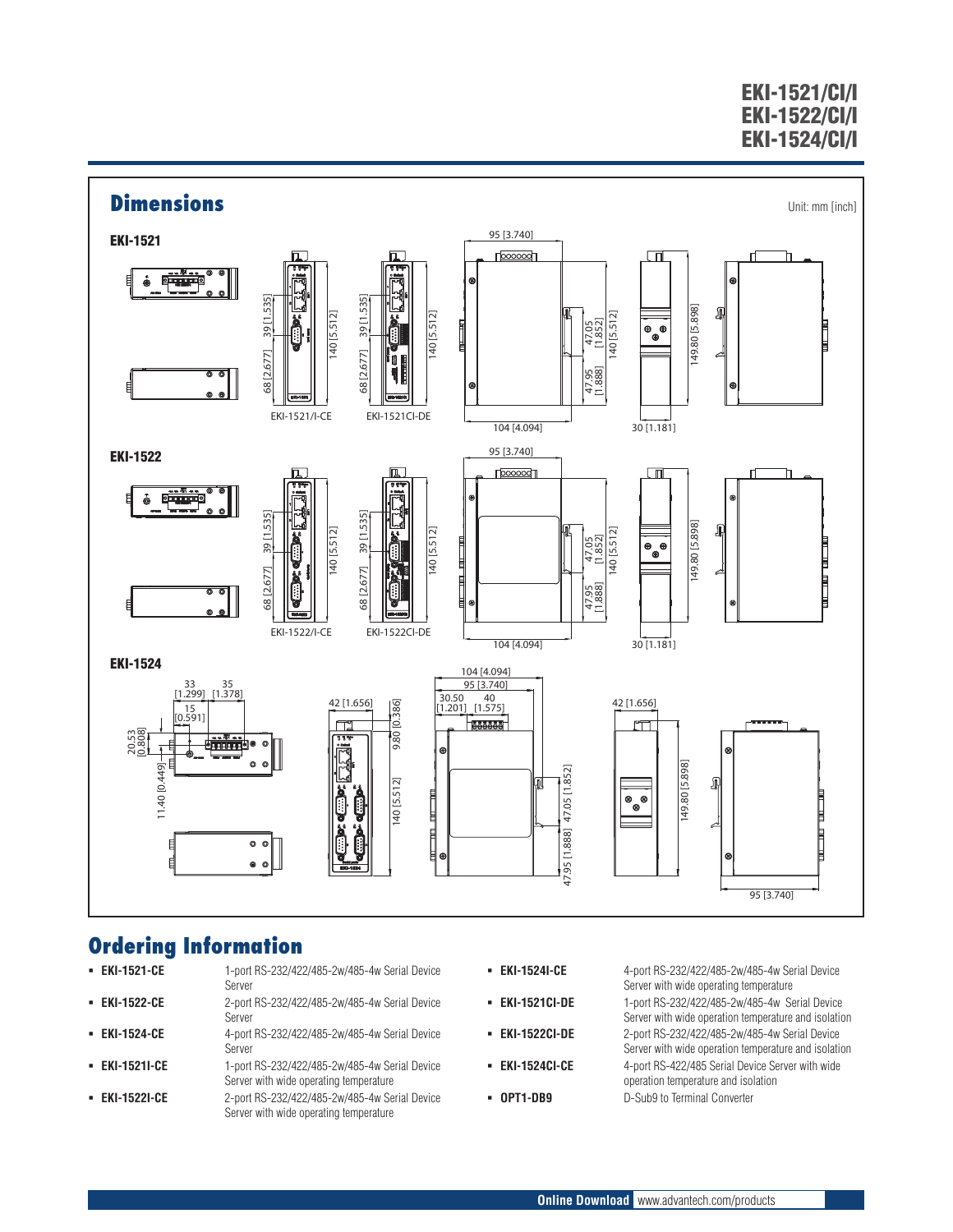# EKI-1521/CI/I
# EKI-1522/CI/I
# EKI-1524/CI/I

## Dimensions

Unit: mm [inch]

### EKI-1521

95 [3.740]

39 [1.535]
68 [2.677]
140 [5.512]
EKI-1521/I-CE

39 [1.535]
68 [2.677]
140 [5.512]
EKI-1521CI-DE

47.05 [1.852]
47.95 [1.888]
140 [5.512]
104 [4.094]

149.80 [5.898]
30 [1.181]

### EKI-1522

95 [3.740]

39 [1.535]
68 [2.677]
140 [5.512]
EKI-1522/I-CE

39 [1.535]
68 [2.677]
140 [5.512]
EKI-1522CI-DE

47.05 [1.852]
47.95 [1.888]
140 [5.512]
104 [4.094]

149.80 [5.898]
30 [1.181]

### EKI-1524

33 [1.299]
35 [1.378]
15 [0.591]
20.53 [0.808]
11.40 [0.449]

42 [1.656]
9.80 [0.386]
140 [5.512]

104 [4.094]
95 [3.740]
30.50 [1.201]
40 [1.575]
47.05 [1.852]
47.95 [1.888]

42 [1.656]
149.80 [5.898]

95 [3.740]

## Ordering Information

- **EKI-1521-CE** 1-port RS-232/422/485-2w/485-4w Serial Device Server
- **EKI-1522-CE** 2-port RS-232/422/485-2w/485-4w Serial Device Server
- **EKI-1524-CE** 4-port RS-232/422/485-2w/485-4w Serial Device Server
- **EKI-1521I-CE** 1-port RS-232/422/485-2w/485-4w Serial Device Server with wide operating temperature
- **EKI-1522I-CE** 2-port RS-232/422/485-2w/485-4w Serial Device Server with wide operating temperature
- **EKI-1524I-CE** 4-port RS-232/422/485-2w/485-4w Serial Device Server with wide operating temperature
- **EKI-1521CI-DE** 1-port RS-232/422/485-2w/485-4w Serial Device Server with wide operation temperature and isolation
- **EKI-1522CI-DE** 2-port RS-232/422/485-2w/485-4w Serial Device Server with wide operation temperature and isolation
- **EKI-1524CI-CE** 4-port RS-422/485 Serial Device Server with wide operation temperature and isolation
- **OPT1-DB9** D-Sub9 to Terminal Converter

**Online Download** www.advantech.com/products